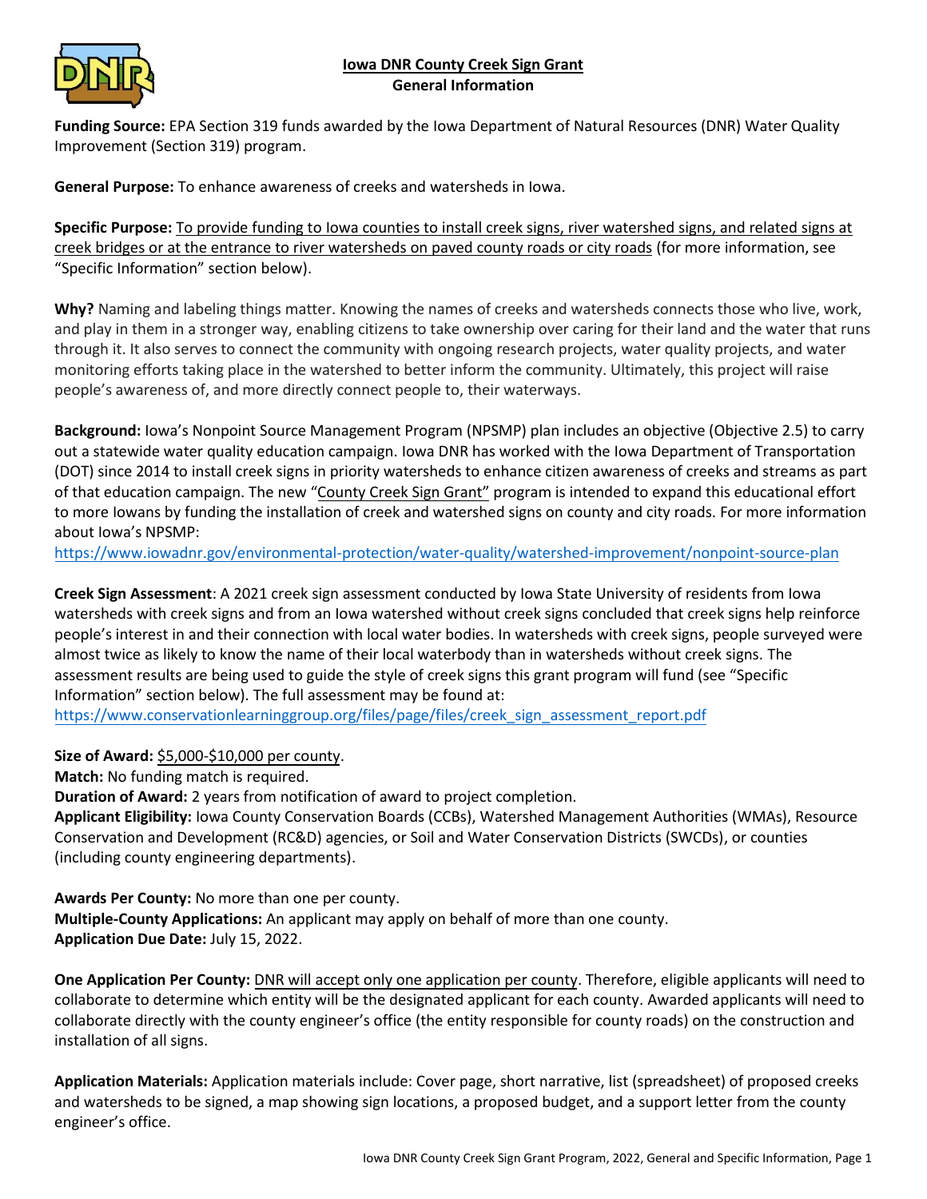# Iowa DNR County Creek Sign Grant
## General Information

**Funding Source:** EPA Section 319 funds awarded by the Iowa Department of Natural Resources (DNR) Water Quality Improvement (Section 319) program.

**General Purpose:** To enhance awareness of creeks and watersheds in Iowa.

**Specific Purpose:** To provide funding to Iowa counties to install creek signs, river watershed signs, and related signs at creek bridges or at the entrance to river watersheds on paved county roads or city roads (for more information, see "Specific Information" section below).

**Why?** Naming and labeling things matter. Knowing the names of creeks and watersheds connects those who live, work, and play in them in a stronger way, enabling citizens to take ownership over caring for their land and the water that runs through it. It also serves to connect the community with ongoing research projects, water quality projects, and water monitoring efforts taking place in the watershed to better inform the community. Ultimately, this project will raise people's awareness of, and more directly connect people to, their waterways.

**Background:** Iowa's Nonpoint Source Management Program (NPSMP) plan includes an objective (Objective 2.5) to carry out a statewide water quality education campaign. Iowa DNR has worked with the Iowa Department of Transportation (DOT) since 2014 to install creek signs in priority watersheds to enhance citizen awareness of creeks and streams as part of that education campaign. The new "County Creek Sign Grant" program is intended to expand this educational effort to more Iowans by funding the installation of creek and watershed signs on county and city roads. For more information about Iowa's NPSMP:
https://www.iowadnr.gov/environmental-protection/water-quality/watershed-improvement/nonpoint-source-plan

**Creek Sign Assessment**: A 2021 creek sign assessment conducted by Iowa State University of residents from Iowa watersheds with creek signs and from an Iowa watershed without creek signs concluded that creek signs help reinforce people's interest in and their connection with local water bodies. In watersheds with creek signs, people surveyed were almost twice as likely to know the name of their local waterbody than in watersheds without creek signs. The assessment results are being used to guide the style of creek signs this grant program will fund (see "Specific Information" section below). The full assessment may be found at:
https://www.conservationlearninggroup.org/files/page/files/creek_sign_assessment_report.pdf

**Size of Award:** $5,000-$10,000 per county.
**Match:** No funding match is required.
**Duration of Award:** 2 years from notification of award to project completion.
**Applicant Eligibility:** Iowa County Conservation Boards (CCBs), Watershed Management Authorities (WMAs), Resource Conservation and Development (RC&D) agencies, or Soil and Water Conservation Districts (SWCDs), or counties (including county engineering departments).

**Awards Per County:** No more than one per county.
**Multiple-County Applications:** An applicant may apply on behalf of more than one county.
**Application Due Date:** July 15, 2022.

**One Application Per County:** DNR will accept only one application per county. Therefore, eligible applicants will need to collaborate to determine which entity will be the designated applicant for each county. Awarded applicants will need to collaborate directly with the county engineer's office (the entity responsible for county roads) on the construction and installation of all signs.

**Application Materials:** Application materials include: Cover page, short narrative, list (spreadsheet) of proposed creeks and watersheds to be signed, a map showing sign locations, a proposed budget, and a support letter from the county engineer's office.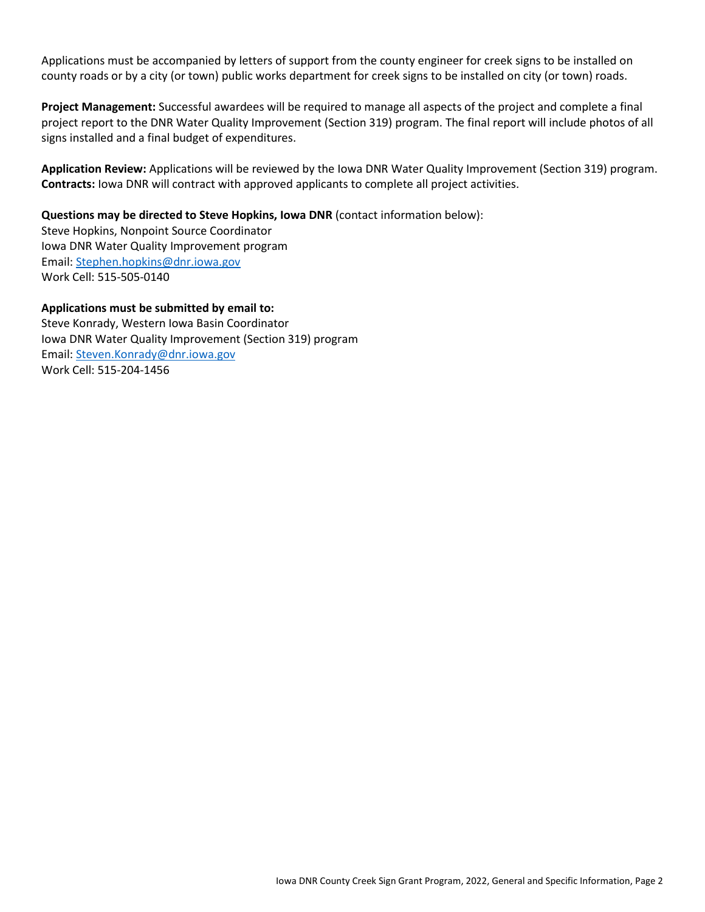Applications must be accompanied by letters of support from the county engineer for creek signs to be installed on county roads or by a city (or town) public works department for creek signs to be installed on city (or town) roads.

**Project Management:** Successful awardees will be required to manage all aspects of the project and complete a final project report to the DNR Water Quality Improvement (Section 319) program. The final report will include photos of all signs installed and a final budget of expenditures.

**Application Review:** Applications will be reviewed by the Iowa DNR Water Quality Improvement (Section 319) program.
**Contracts:** Iowa DNR will contract with approved applicants to complete all project activities.

**Questions may be directed to Steve Hopkins, Iowa DNR** (contact information below):
Steve Hopkins, Nonpoint Source Coordinator
Iowa DNR Water Quality Improvement program
Email: Stephen.hopkins@dnr.iowa.gov
Work Cell: 515-505-0140

**Applications must be submitted by email to:**
Steve Konrady, Western Iowa Basin Coordinator
Iowa DNR Water Quality Improvement (Section 319) program
Email: Steven.Konrady@dnr.iowa.gov
Work Cell: 515-204-1456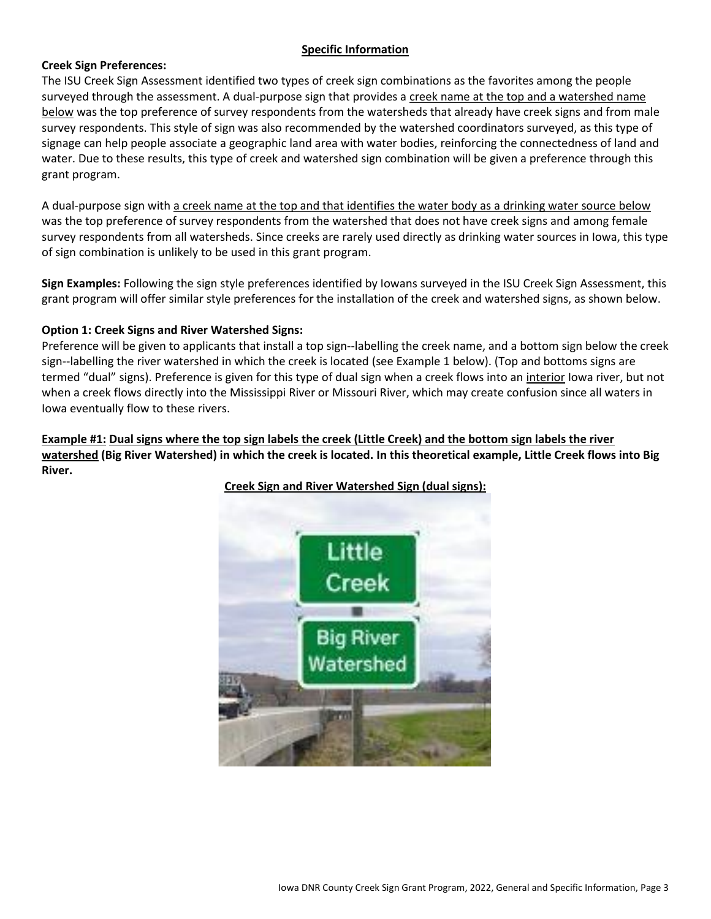## Specific Information

**Creek Sign Preferences:**

The ISU Creek Sign Assessment identified two types of creek sign combinations as the favorites among the people surveyed through the assessment. A dual-purpose sign that provides a creek name at the top and a watershed name below was the top preference of survey respondents from the watersheds that already have creek signs and from male survey respondents. This style of sign was also recommended by the watershed coordinators surveyed, as this type of signage can help people associate a geographic land area with water bodies, reinforcing the connectedness of land and water. Due to these results, this type of creek and watershed sign combination will be given a preference through this grant program.

A dual-purpose sign with a creek name at the top and that identifies the water body as a drinking water source below was the top preference of survey respondents from the watershed that does not have creek signs and among female survey respondents from all watersheds. Since creeks are rarely used directly as drinking water sources in Iowa, this type of sign combination is unlikely to be used in this grant program.

**Sign Examples:** Following the sign style preferences identified by Iowans surveyed in the ISU Creek Sign Assessment, this grant program will offer similar style preferences for the installation of the creek and watershed signs, as shown below.

**Option 1: Creek Signs and River Watershed Signs:**

Preference will be given to applicants that install a top sign--labelling the creek name, and a bottom sign below the creek sign--labelling the river watershed in which the creek is located (see Example 1 below). (Top and bottoms signs are termed "dual" signs). Preference is given for this type of dual sign when a creek flows into an interior Iowa river, but not when a creek flows directly into the Mississippi River or Missouri River, which may create confusion since all waters in Iowa eventually flow to these rivers.

**Example #1: Dual signs where the top sign labels the creek (Little Creek) and the bottom sign labels the river watershed (Big River Watershed) in which the creek is located. In this theoretical example, Little Creek flows into Big River.**

**Creek Sign and River Watershed Sign (dual signs):**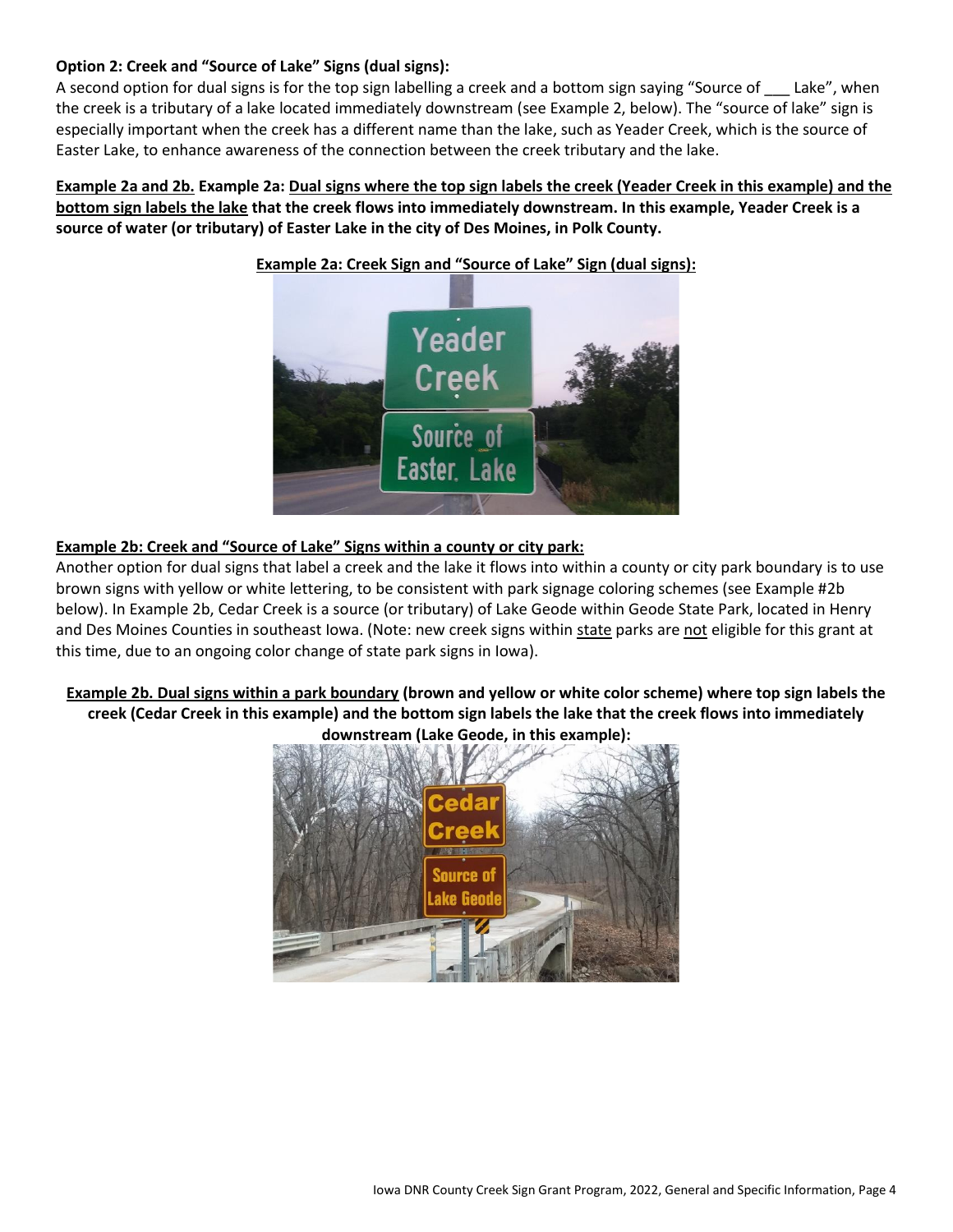**Option 2: Creek and "Source of Lake" Signs (dual signs):**

A second option for dual signs is for the top sign labelling a creek and a bottom sign saying "Source of ___ Lake", when the creek is a tributary of a lake located immediately downstream (see Example 2, below). The "source of lake" sign is especially important when the creek has a different name than the lake, such as Yeader Creek, which is the source of Easter Lake, to enhance awareness of the connection between the creek tributary and the lake.

**Example 2a and 2b. Example 2a: Dual signs where the top sign labels the creek (Yeader Creek in this example) and the bottom sign labels the lake that the creek flows into immediately downstream. In this example, Yeader Creek is a source of water (or tributary) of Easter Lake in the city of Des Moines, in Polk County.**

**Example 2a: Creek Sign and "Source of Lake" Sign (dual signs):**

**Example 2b: Creek and "Source of Lake" Signs within a county or city park:**

Another option for dual signs that label a creek and the lake it flows into within a county or city park boundary is to use brown signs with yellow or white lettering, to be consistent with park signage coloring schemes (see Example #2b below). In Example 2b, Cedar Creek is a source (or tributary) of Lake Geode within Geode State Park, located in Henry and Des Moines Counties in southeast Iowa. (Note: new creek signs within state parks are not eligible for this grant at this time, due to an ongoing color change of state park signs in Iowa).

**Example 2b. Dual signs within a park boundary (brown and yellow or white color scheme) where top sign labels the creek (Cedar Creek in this example) and the bottom sign labels the lake that the creek flows into immediately downstream (Lake Geode, in this example):**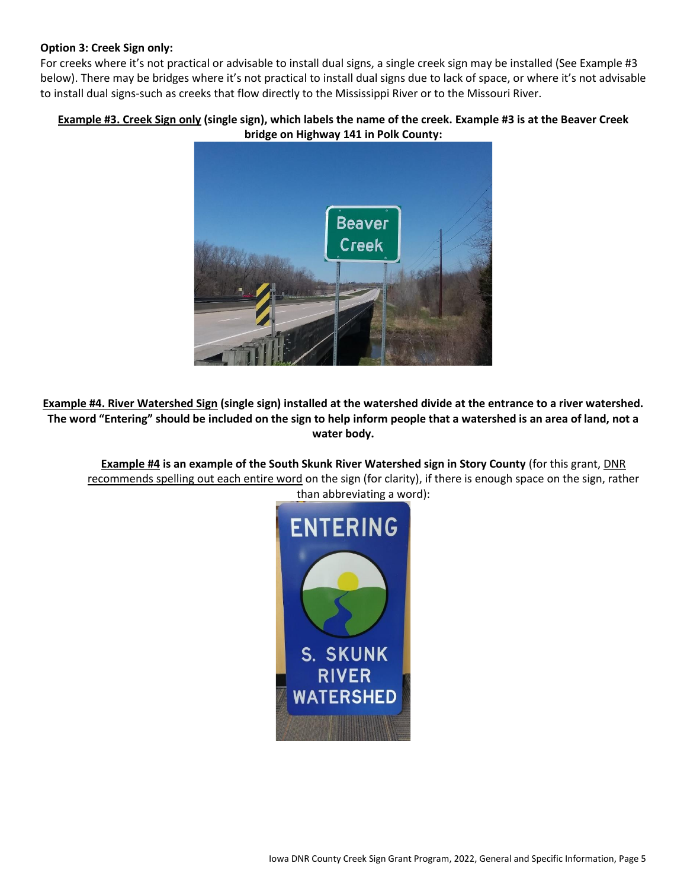**Option 3: Creek Sign only:**
For creeks where it's not practical or advisable to install dual signs, a single creek sign may be installed (See Example #3 below). There may be bridges where it's not practical to install dual signs due to lack of space, or where it's not advisable to install dual signs-such as creeks that flow directly to the Mississippi River or to the Missouri River.

**Example #3. Creek Sign only (single sign), which labels the name of the creek. Example #3 is at the Beaver Creek bridge on Highway 141 in Polk County:**

**Example #4. River Watershed Sign (single sign) installed at the watershed divide at the entrance to a river watershed. The word "Entering" should be included on the sign to help inform people that a watershed is an area of land, not a water body.**

**Example #4 is an example of the South Skunk River Watershed sign in Story County** (for this grant, DNR recommends spelling out each entire word on the sign (for clarity), if there is enough space on the sign, rather than abbreviating a word):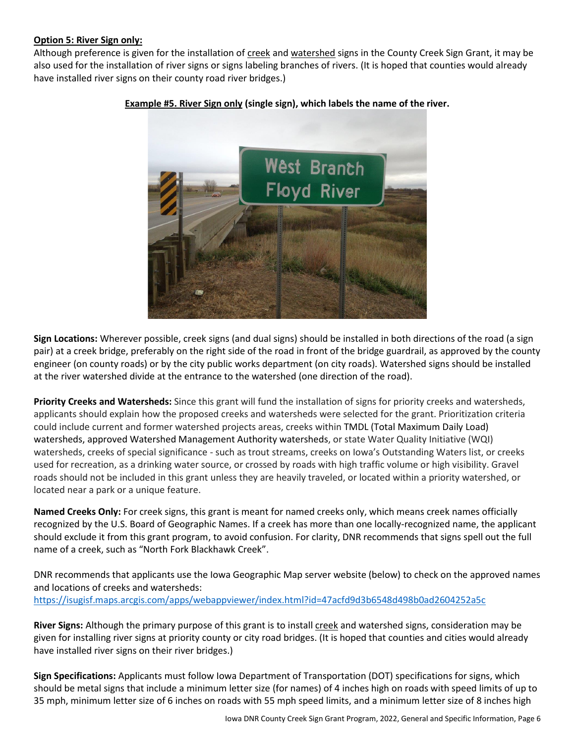**Option 5: River Sign only:**

Although preference is given for the installation of creek and watershed signs in the County Creek Sign Grant, it may be also used for the installation of river signs or signs labeling branches of rivers. (It is hoped that counties would already have installed river signs on their county road river bridges.)

**Example #5. River Sign only (single sign), which labels the name of the river.**

**Sign Locations:** Wherever possible, creek signs (and dual signs) should be installed in both directions of the road (a sign pair) at a creek bridge, preferably on the right side of the road in front of the bridge guardrail, as approved by the county engineer (on county roads) or by the city public works department (on city roads). Watershed signs should be installed at the river watershed divide at the entrance to the watershed (one direction of the road).

**Priority Creeks and Watersheds:** Since this grant will fund the installation of signs for priority creeks and watersheds, applicants should explain how the proposed creeks and watersheds were selected for the grant. Prioritization criteria could include current and former watershed projects areas, creeks within TMDL (Total Maximum Daily Load) watersheds, approved Watershed Management Authority watersheds, or state Water Quality Initiative (WQI) watersheds, creeks of special significance - such as trout streams, creeks on Iowa's Outstanding Waters list, or creeks used for recreation, as a drinking water source, or crossed by roads with high traffic volume or high visibility. Gravel roads should not be included in this grant unless they are heavily traveled, or located within a priority watershed, or located near a park or a unique feature.

**Named Creeks Only:** For creek signs, this grant is meant for named creeks only, which means creek names officially recognized by the U.S. Board of Geographic Names. If a creek has more than one locally-recognized name, the applicant should exclude it from this grant program, to avoid confusion. For clarity, DNR recommends that signs spell out the full name of a creek, such as "North Fork Blackhawk Creek".

DNR recommends that applicants use the Iowa Geographic Map server website (below) to check on the approved names and locations of creeks and watersheds:
https://isugisf.maps.arcgis.com/apps/webappviewer/index.html?id=47acfd9d3b6548d498b0ad2604252a5c

**River Signs:** Although the primary purpose of this grant is to install creek and watershed signs, consideration may be given for installing river signs at priority county or city road bridges. (It is hoped that counties and cities would already have installed river signs on their river bridges.)

**Sign Specifications:** Applicants must follow Iowa Department of Transportation (DOT) specifications for signs, which should be metal signs that include a minimum letter size (for names) of 4 inches high on roads with speed limits of up to 35 mph, minimum letter size of 6 inches on roads with 55 mph speed limits, and a minimum letter size of 8 inches high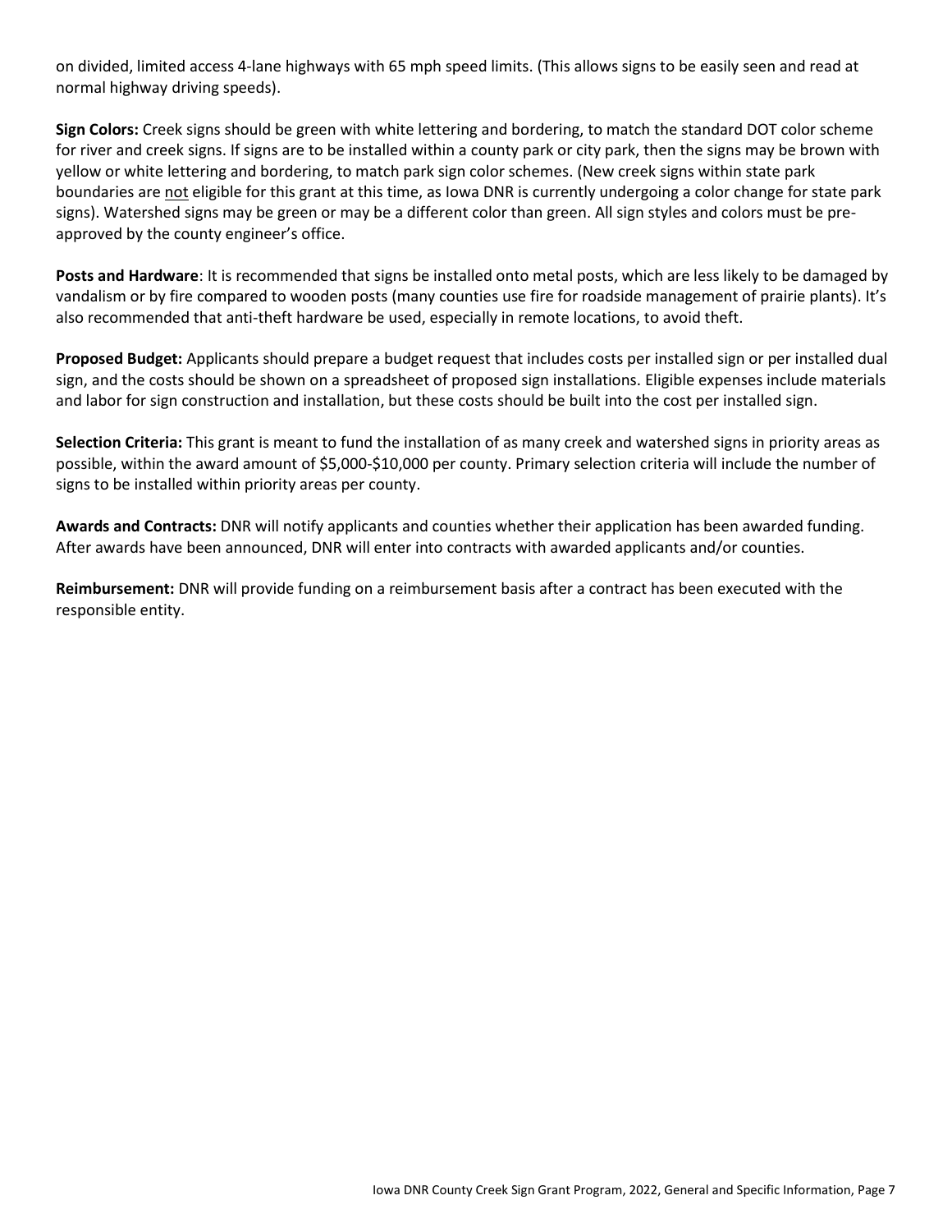on divided, limited access 4-lane highways with 65 mph speed limits. (This allows signs to be easily seen and read at normal highway driving speeds).

**Sign Colors:** Creek signs should be green with white lettering and bordering, to match the standard DOT color scheme for river and creek signs. If signs are to be installed within a county park or city park, then the signs may be brown with yellow or white lettering and bordering, to match park sign color schemes. (New creek signs within state park boundaries are <u>not</u> eligible for this grant at this time, as Iowa DNR is currently undergoing a color change for state park signs). Watershed signs may be green or may be a different color than green. All sign styles and colors must be pre-approved by the county engineer's office.

**Posts and Hardware**: It is recommended that signs be installed onto metal posts, which are less likely to be damaged by vandalism or by fire compared to wooden posts (many counties use fire for roadside management of prairie plants). It's also recommended that anti-theft hardware be used, especially in remote locations, to avoid theft.

**Proposed Budget:** Applicants should prepare a budget request that includes costs per installed sign or per installed dual sign, and the costs should be shown on a spreadsheet of proposed sign installations. Eligible expenses include materials and labor for sign construction and installation, but these costs should be built into the cost per installed sign.

**Selection Criteria:** This grant is meant to fund the installation of as many creek and watershed signs in priority areas as possible, within the award amount of $5,000-$10,000 per county. Primary selection criteria will include the number of signs to be installed within priority areas per county.

**Awards and Contracts:** DNR will notify applicants and counties whether their application has been awarded funding. After awards have been announced, DNR will enter into contracts with awarded applicants and/or counties.

**Reimbursement:** DNR will provide funding on a reimbursement basis after a contract has been executed with the responsible entity.